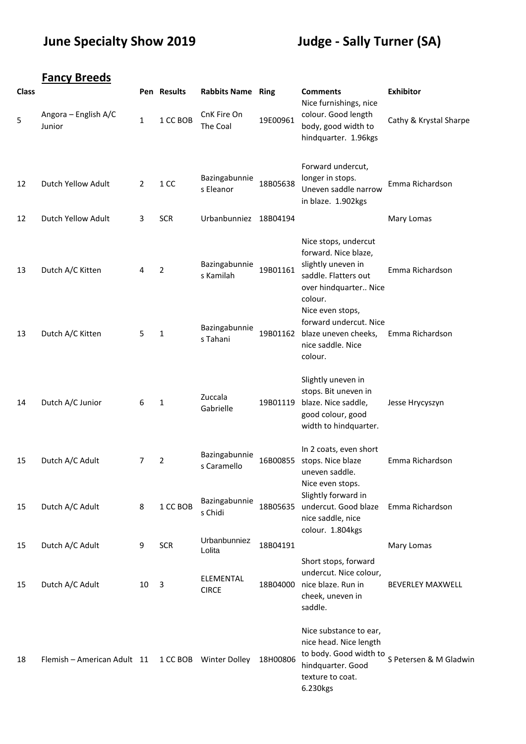**June Specialty Show 2019** **Judge - Sally Turner (SA)**

## Fancy Breeds

| Class | | Pen | Results | Rabbits Name | Ring | Comments | Exhibitor |
|---|---|---|---|---|---|---|---|
| 5 | Angora – English A/C Junior | 1 | 1 CC BOB | CnK Fire On The Coal | 19E00961 | Nice furnishings, nice colour. Good length body, good width to hindquarter. 1.96kgs | Cathy & Krystal Sharpe |
| 12 | Dutch Yellow Adult | 2 | 1 CC | Bazingabunnies Eleanor | 18B05638 | Forward undercut, longer in stops. Uneven saddle narrow in blaze. 1.902kgs | Emma Richardson |
| 12 | Dutch Yellow Adult | 3 | SCR | Urbanbunniez | 18B04194 | | Mary Lomas |
| 13 | Dutch A/C Kitten | 4 | 2 | Bazingabunnies Kamilah | 19B01161 | Nice stops, undercut forward. Nice blaze, slightly uneven in saddle. Flatters out over hindquarter.. Nice colour. | Emma Richardson |
| 13 | Dutch A/C Kitten | 5 | 1 | Bazingabunnies Tahani | 19B01162 | Nice even stops, forward undercut. Nice blaze uneven cheeks, nice saddle. Nice colour. | Emma Richardson |
| 14 | Dutch A/C Junior | 6 | 1 | Zuccala Gabrielle | 19B01119 | Slightly uneven in stops. Bit uneven in blaze. Nice saddle, good colour, good width to hindquarter. | Jesse Hrycyszyn |
| 15 | Dutch A/C Adult | 7 | 2 | Bazingabunnies Caramello | 16B00855 | In 2 coats, even short stops. Nice blaze uneven saddle. | Emma Richardson |
| 15 | Dutch A/C Adult | 8 | 1 CC BOB | Bazingabunnies Chidi | 18B05635 | Nice even stops. Slightly forward in undercut. Good blaze nice saddle, nice colour. 1.804kgs | Emma Richardson |
| 15 | Dutch A/C Adult | 9 | SCR | Urbanbunniez Lolita | 18B04191 | | Mary Lomas |
| 15 | Dutch A/C Adult | 10 | 3 | ELEMENTAL CIRCE | 18B04000 | Short stops, forward undercut. Nice colour, nice blaze. Run in cheek, uneven in saddle. | BEVERLEY MAXWELL |
| 18 | Flemish – American Adult | 11 | 1 CC BOB | Winter Dolley | 18H00806 | Nice substance to ear, nice head. Nice length to body. Good width to hindquarter. Good texture to coat. 6.230kgs | S Petersen & M Gladwin |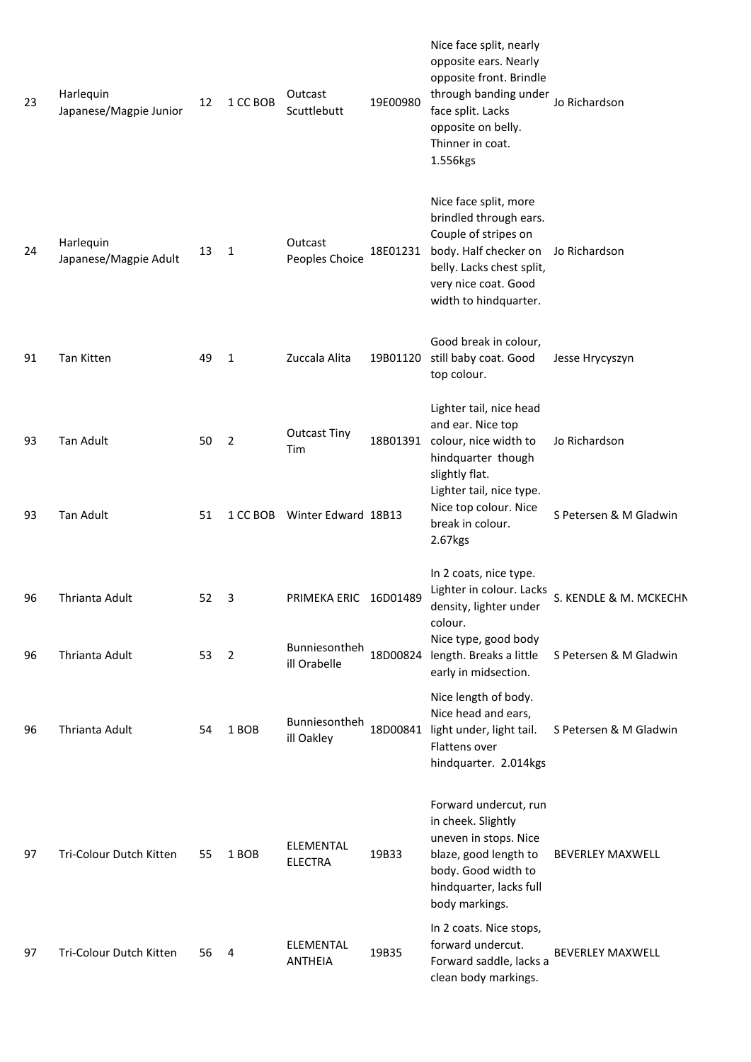| | | | | | | | |
|---|---|---|---|---|---|---|---|
| 23 | Harlequin Japanese/Magpie Junior | 12 | 1 CC BOB | Outcast Scuttlebutt | 19E00980 | Nice face split, nearly opposite ears. Nearly opposite front. Brindle through banding under face split. Lacks opposite on belly. Thinner in coat. 1.556kgs | Jo Richardson |
| 24 | Harlequin Japanese/Magpie Adult | 13 | 1 | Outcast Peoples Choice | 18E01231 | Nice face split, more brindled through ears. Couple of stripes on body. Half checker on belly. Lacks chest split, very nice coat. Good width to hindquarter. | Jo Richardson |
| 91 | Tan Kitten | 49 | 1 | Zuccala Alita | 19B01120 | Good break in colour, still baby coat. Good top colour. | Jesse Hrycyszyn |
| 93 | Tan Adult | 50 | 2 | Outcast Tiny Tim | 18B01391 | Lighter tail, nice head and ear. Nice top colour, nice width to hindquarter though slightly flat. | Jo Richardson |
| 93 | Tan Adult | 51 | 1 CC BOB | Winter Edward | 18B13 | Lighter tail, nice type. Nice top colour. Nice break in colour. 2.67kgs | S Petersen & M Gladwin |
| 96 | Thrianta Adult | 52 | 3 | PRIMEKA ERIC | 16D01489 | In 2 coats, nice type. Lighter in colour. Lacks density, lighter under colour. | S. KENDLE & M. MCKECHN |
| 96 | Thrianta Adult | 53 | 2 | Bunniesontheh ill Orabelle | 18D00824 | Nice type, good body length. Breaks a little early in midsection. | S Petersen & M Gladwin |
| 96 | Thrianta Adult | 54 | 1 BOB | Bunniesontheh ill Oakley | 18D00841 | Nice length of body. Nice head and ears, light under, light tail. Flattens over hindquarter. 2.014kgs | S Petersen & M Gladwin |
| 97 | Tri-Colour Dutch Kitten | 55 | 1 BOB | ELEMENTAL ELECTRA | 19B33 | Forward undercut, run in cheek. Slightly uneven in stops. Nice blaze, good length to body. Good width to hindquarter, lacks full body markings. | BEVERLEY MAXWELL |
| 97 | Tri-Colour Dutch Kitten | 56 | 4 | ELEMENTAL ANTHEIA | 19B35 | In 2 coats. Nice stops, forward undercut. Forward saddle, lacks a clean body markings. | BEVERLEY MAXWELL |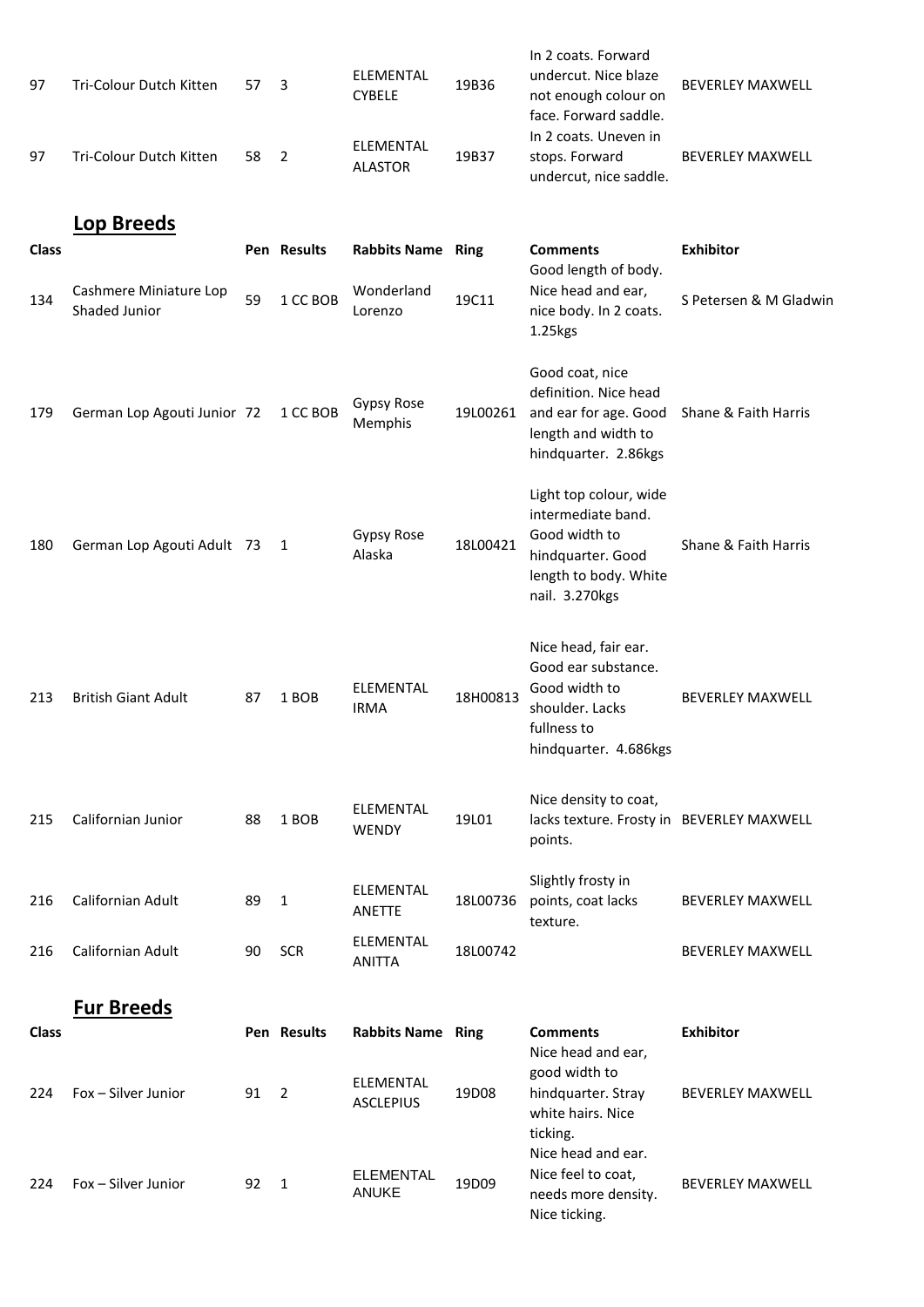| 97 | Tri-Colour Dutch Kitten | 57 | 3 | ELEMENTAL CYBELE | 19B36 | In 2 coats. Forward undercut. Nice blaze not enough colour on face. Forward saddle. | BEVERLEY MAXWELL |
|---|---|---|---|---|---|---|---|
| 97 | Tri-Colour Dutch Kitten | 58 | 2 | ELEMENTAL ALASTOR | 19B37 | In 2 coats. Uneven in stops. Forward undercut, nice saddle. | BEVERLEY MAXWELL |

## Lop Breeds

| Class | | Pen | Results | Rabbits Name | Ring | Comments | Exhibitor |
|---|---|---|---|---|---|---|---|
| 134 | Cashmere Miniature Lop Shaded Junior | 59 | 1 CC BOB | Wonderland Lorenzo | 19C11 | Good length of body. Nice head and ear, nice body. In 2 coats. 1.25kgs | S Petersen & M Gladwin |
| 179 | German Lop Agouti Junior | 72 | 1 CC BOB | Gypsy Rose Memphis | 19L00261 | Good coat, nice definition. Nice head and ear for age. Good length and width to hindquarter. 2.86kgs | Shane & Faith Harris |
| 180 | German Lop Agouti Adult | 73 | 1 | Gypsy Rose Alaska | 18L00421 | Light top colour, wide intermediate band. Good width to hindquarter. Good length to body. White nail. 3.270kgs | Shane & Faith Harris |
| 213 | British Giant Adult | 87 | 1 BOB | ELEMENTAL IRMA | 18H00813 | Nice head, fair ear. Good ear substance. Good width to shoulder. Lacks fullness to hindquarter. 4.686kgs | BEVERLEY MAXWELL |
| 215 | Californian Junior | 88 | 1 BOB | ELEMENTAL WENDY | 19L01 | Nice density to coat, lacks texture. Frosty in points. | BEVERLEY MAXWELL |
| 216 | Californian Adult | 89 | 1 | ELEMENTAL ANETTE | 18L00736 | Slightly frosty in points, coat lacks texture. | BEVERLEY MAXWELL |
| 216 | Californian Adult | 90 | SCR | ELEMENTAL ANITTA | 18L00742 | | BEVERLEY MAXWELL |

## Fur Breeds

| Class | | Pen | Results | Rabbits Name | Ring | Comments | Exhibitor |
|---|---|---|---|---|---|---|---|
| 224 | Fox – Silver Junior | 91 | 2 | ELEMENTAL ASCLEPIUS | 19D08 | Nice head and ear, good width to hindquarter. Stray white hairs. Nice ticking. | BEVERLEY MAXWELL |
| 224 | Fox – Silver Junior | 92 | 1 | ELEMENTAL ANUKE | 19D09 | Nice head and ear. Nice feel to coat, needs more density. Nice ticking. | BEVERLEY MAXWELL |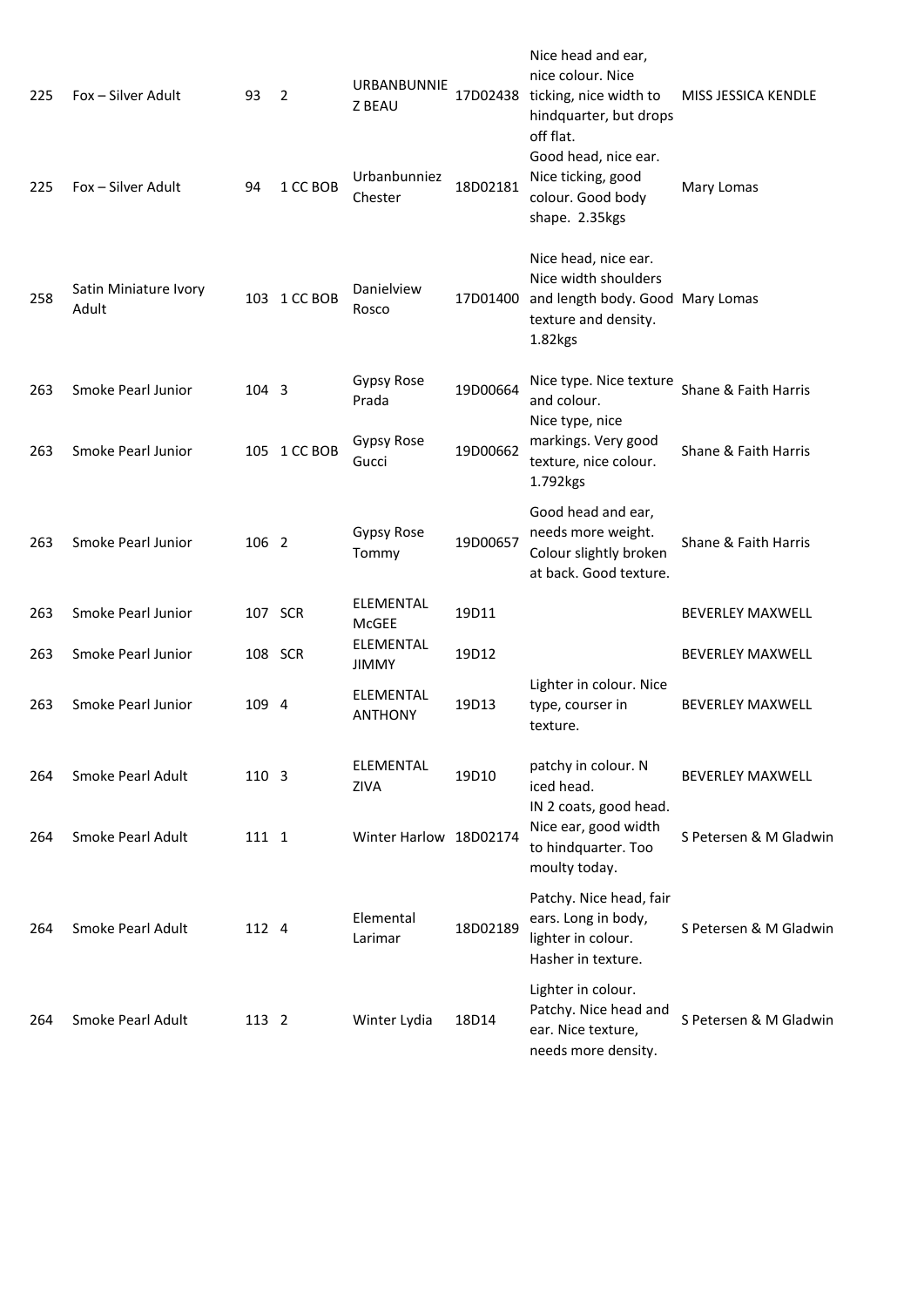| | | | | | | | |
|---|---|---|---|---|---|---|---|
| 225 | Fox – Silver Adult | 93 | 2 | URBANBUNNIEZ BEAU | 17D02438 | Nice head and ear, nice colour. Nice ticking, nice width to hindquarter, but drops off flat. | MISS JESSICA KENDLE |
| 225 | Fox – Silver Adult | 94 | 1 CC BOB | Urbanbunniez Chester | 18D02181 | Good head, nice ear. Nice ticking, good colour. Good body shape. 2.35kgs | Mary Lomas |
| 258 | Satin Miniature Ivory Adult | 103 | 1 CC BOB | Danielview Rosco | 17D01400 | Nice head, nice ear. Nice width shoulders and length body. Good texture and density. 1.82kgs | Mary Lomas |
| 263 | Smoke Pearl Junior | 104 | 3 | Gypsy Rose Prada | 19D00664 | Nice type. Nice texture and colour. | Shane & Faith Harris |
| 263 | Smoke Pearl Junior | 105 | 1 CC BOB | Gypsy Rose Gucci | 19D00662 | Nice type, nice markings. Very good texture, nice colour. 1.792kgs | Shane & Faith Harris |
| 263 | Smoke Pearl Junior | 106 | 2 | Gypsy Rose Tommy | 19D00657 | Good head and ear, needs more weight. Colour slightly broken at back. Good texture. | Shane & Faith Harris |
| 263 | Smoke Pearl Junior | 107 | SCR | ELEMENTAL McGEE | 19D11 | | BEVERLEY MAXWELL |
| 263 | Smoke Pearl Junior | 108 | SCR | ELEMENTAL JIMMY | 19D12 | | BEVERLEY MAXWELL |
| 263 | Smoke Pearl Junior | 109 | 4 | ELEMENTAL ANTHONY | 19D13 | Lighter in colour. Nice type, courser in texture. | BEVERLEY MAXWELL |
| 264 | Smoke Pearl Adult | 110 | 3 | ELEMENTAL ZIVA | 19D10 | patchy in colour. N iced head. | BEVERLEY MAXWELL |
| 264 | Smoke Pearl Adult | 111 | 1 | Winter Harlow | 18D02174 | IN 2 coats, good head. Nice ear, good width to hindquarter. Too moulty today. | S Petersen & M Gladwin |
| 264 | Smoke Pearl Adult | 112 | 4 | Elemental Larimar | 18D02189 | Patchy. Nice head, fair ears. Long in body, lighter in colour. Hasher in texture. | S Petersen & M Gladwin |
| 264 | Smoke Pearl Adult | 113 | 2 | Winter Lydia | 18D14 | Lighter in colour. Patchy. Nice head and ear. Nice texture, needs more density. | S Petersen & M Gladwin |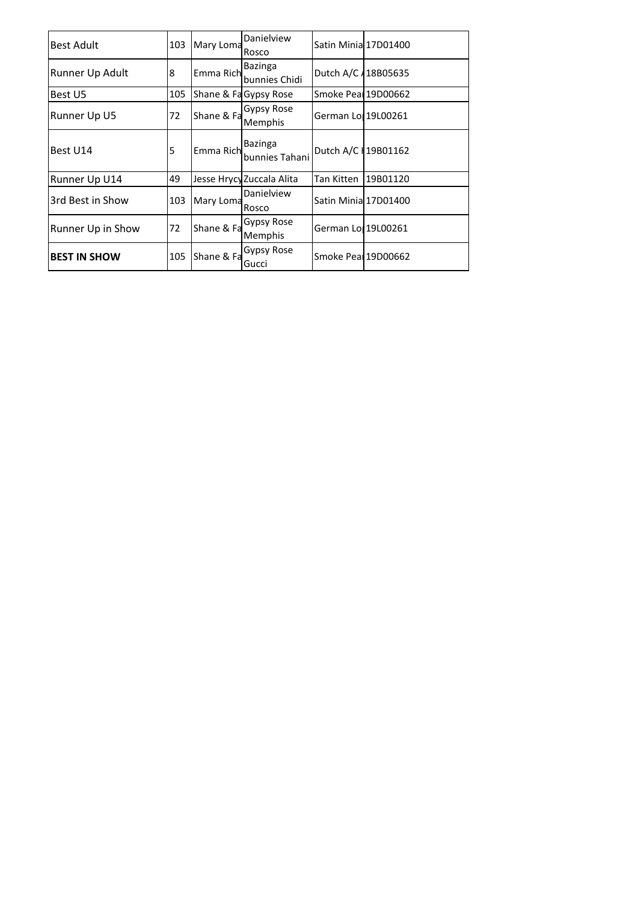| | | | | | |
|---|---|---|---|---|---|
| Best Adult | 103 | Mary Loma | Danielview Rosco | Satin Minia | 17D01400 |
| Runner Up Adult | 8 | Emma Rich | Bazinga bunnies Chidi | Dutch A/C / | 18B05635 |
| Best U5 | 105 | Shane & Fa | Gypsy Rose | Smoke Pea | 19D00662 |
| Runner Up U5 | 72 | Shane & Fa | Gypsy Rose Memphis | German Lo | 19L00261 |
| Best U14 | 5 | Emma Rich | Bazinga bunnies Tahani | Dutch A/C I | 19B01162 |
| Runner Up U14 | 49 | Jesse Hrycy | Zuccala Alita | Tan Kitten | 19B01120 |
| 3rd Best in Show | 103 | Mary Loma | Danielview Rosco | Satin Minia | 17D01400 |
| Runner Up in Show | 72 | Shane & Fa | Gypsy Rose Memphis | German Lo | 19L00261 |
| **BEST IN SHOW** | 105 | Shane & Fa | Gypsy Rose Gucci | Smoke Pea | 19D00662 |